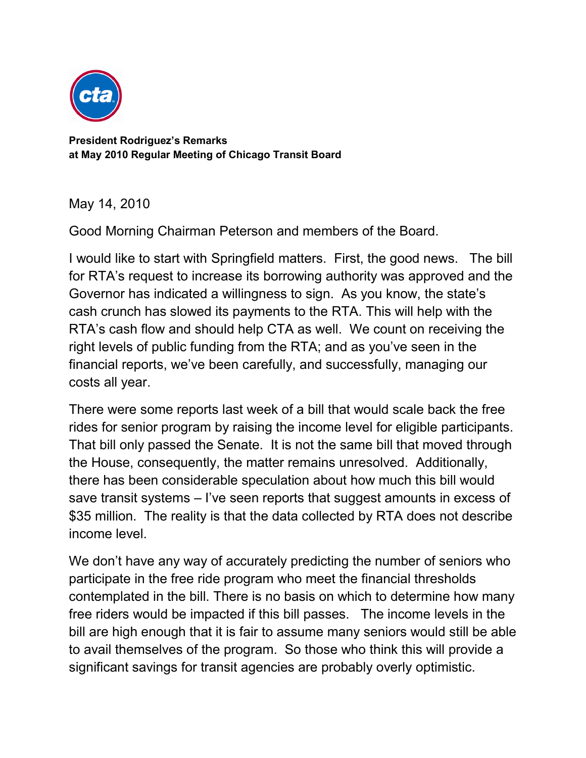**President Rodriguez's Remarks**
**at May 2010 Regular Meeting of Chicago Transit Board**

May 14, 2010

Good Morning Chairman Peterson and members of the Board.

I would like to start with Springfield matters. First, the good news. The bill for RTA's request to increase its borrowing authority was approved and the Governor has indicated a willingness to sign. As you know, the state's cash crunch has slowed its payments to the RTA. This will help with the RTA's cash flow and should help CTA as well. We count on receiving the right levels of public funding from the RTA; and as you've seen in the financial reports, we've been carefully, and successfully, managing our costs all year.

There were some reports last week of a bill that would scale back the free rides for senior program by raising the income level for eligible participants. That bill only passed the Senate. It is not the same bill that moved through the House, consequently, the matter remains unresolved. Additionally, there has been considerable speculation about how much this bill would save transit systems – I've seen reports that suggest amounts in excess of $35 million. The reality is that the data collected by RTA does not describe income level.

We don't have any way of accurately predicting the number of seniors who participate in the free ride program who meet the financial thresholds contemplated in the bill. There is no basis on which to determine how many free riders would be impacted if this bill passes. The income levels in the bill are high enough that it is fair to assume many seniors would still be able to avail themselves of the program. So those who think this will provide a significant savings for transit agencies are probably overly optimistic.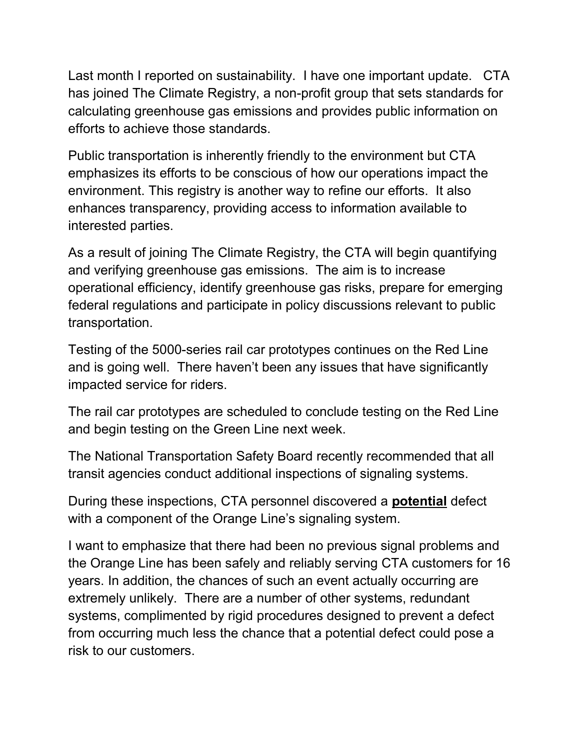Last month I reported on sustainability. I have one important update. CTA has joined The Climate Registry, a non-profit group that sets standards for calculating greenhouse gas emissions and provides public information on efforts to achieve those standards.

Public transportation is inherently friendly to the environment but CTA emphasizes its efforts to be conscious of how our operations impact the environment. This registry is another way to refine our efforts. It also enhances transparency, providing access to information available to interested parties.

As a result of joining The Climate Registry, the CTA will begin quantifying and verifying greenhouse gas emissions. The aim is to increase operational efficiency, identify greenhouse gas risks, prepare for emerging federal regulations and participate in policy discussions relevant to public transportation.

Testing of the 5000-series rail car prototypes continues on the Red Line and is going well. There haven't been any issues that have significantly impacted service for riders.

The rail car prototypes are scheduled to conclude testing on the Red Line and begin testing on the Green Line next week.

The National Transportation Safety Board recently recommended that all transit agencies conduct additional inspections of signaling systems.

During these inspections, CTA personnel discovered a **<u>potential</u>** defect with a component of the Orange Line's signaling system.

I want to emphasize that there had been no previous signal problems and the Orange Line has been safely and reliably serving CTA customers for 16 years. In addition, the chances of such an event actually occurring are extremely unlikely. There are a number of other systems, redundant systems, complimented by rigid procedures designed to prevent a defect from occurring much less the chance that a potential defect could pose a risk to our customers.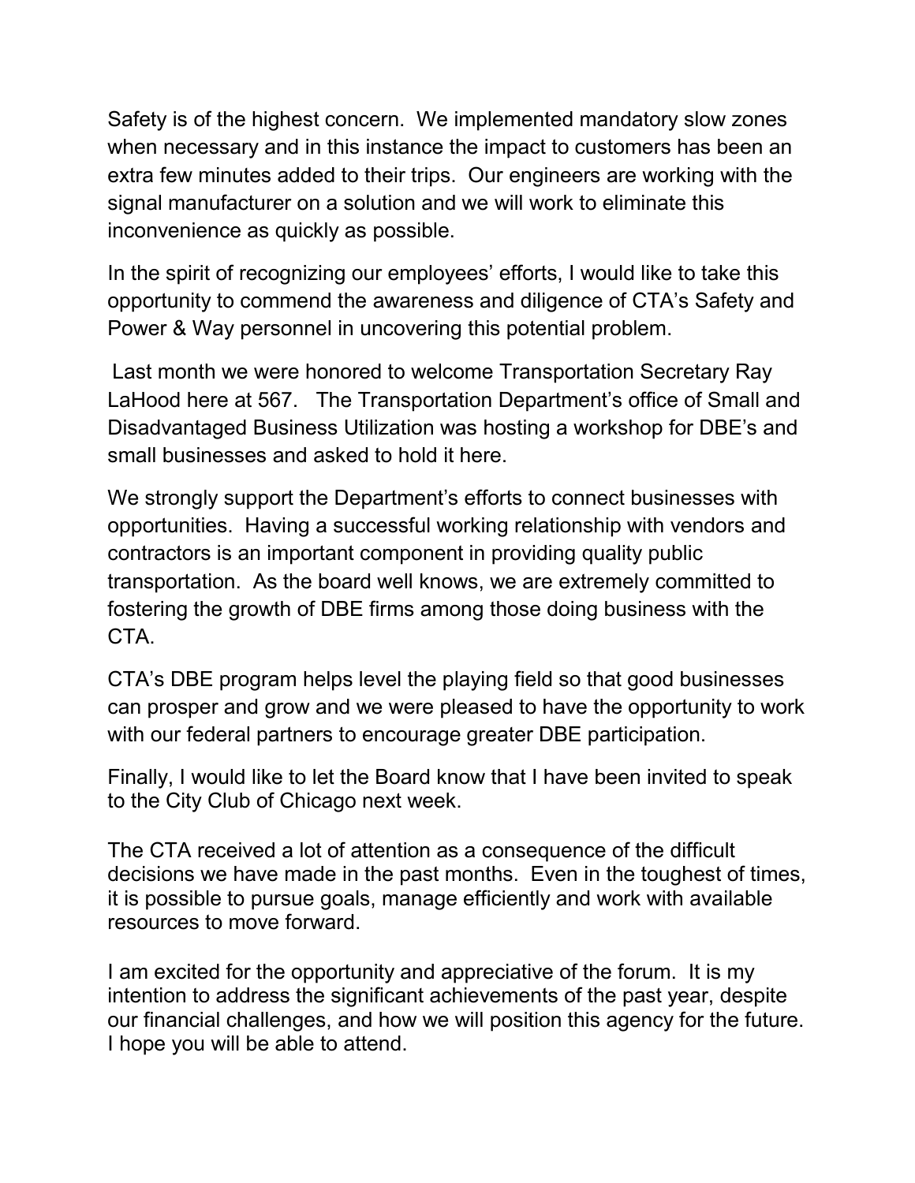Safety is of the highest concern. We implemented mandatory slow zones when necessary and in this instance the impact to customers has been an extra few minutes added to their trips. Our engineers are working with the signal manufacturer on a solution and we will work to eliminate this inconvenience as quickly as possible.

In the spirit of recognizing our employees' efforts, I would like to take this opportunity to commend the awareness and diligence of CTA's Safety and Power & Way personnel in uncovering this potential problem.

Last month we were honored to welcome Transportation Secretary Ray LaHood here at 567. The Transportation Department's office of Small and Disadvantaged Business Utilization was hosting a workshop for DBE's and small businesses and asked to hold it here.

We strongly support the Department's efforts to connect businesses with opportunities. Having a successful working relationship with vendors and contractors is an important component in providing quality public transportation. As the board well knows, we are extremely committed to fostering the growth of DBE firms among those doing business with the CTA.

CTA's DBE program helps level the playing field so that good businesses can prosper and grow and we were pleased to have the opportunity to work with our federal partners to encourage greater DBE participation.

Finally, I would like to let the Board know that I have been invited to speak to the City Club of Chicago next week.

The CTA received a lot of attention as a consequence of the difficult decisions we have made in the past months. Even in the toughest of times, it is possible to pursue goals, manage efficiently and work with available resources to move forward.

I am excited for the opportunity and appreciative of the forum. It is my intention to address the significant achievements of the past year, despite our financial challenges, and how we will position this agency for the future. I hope you will be able to attend.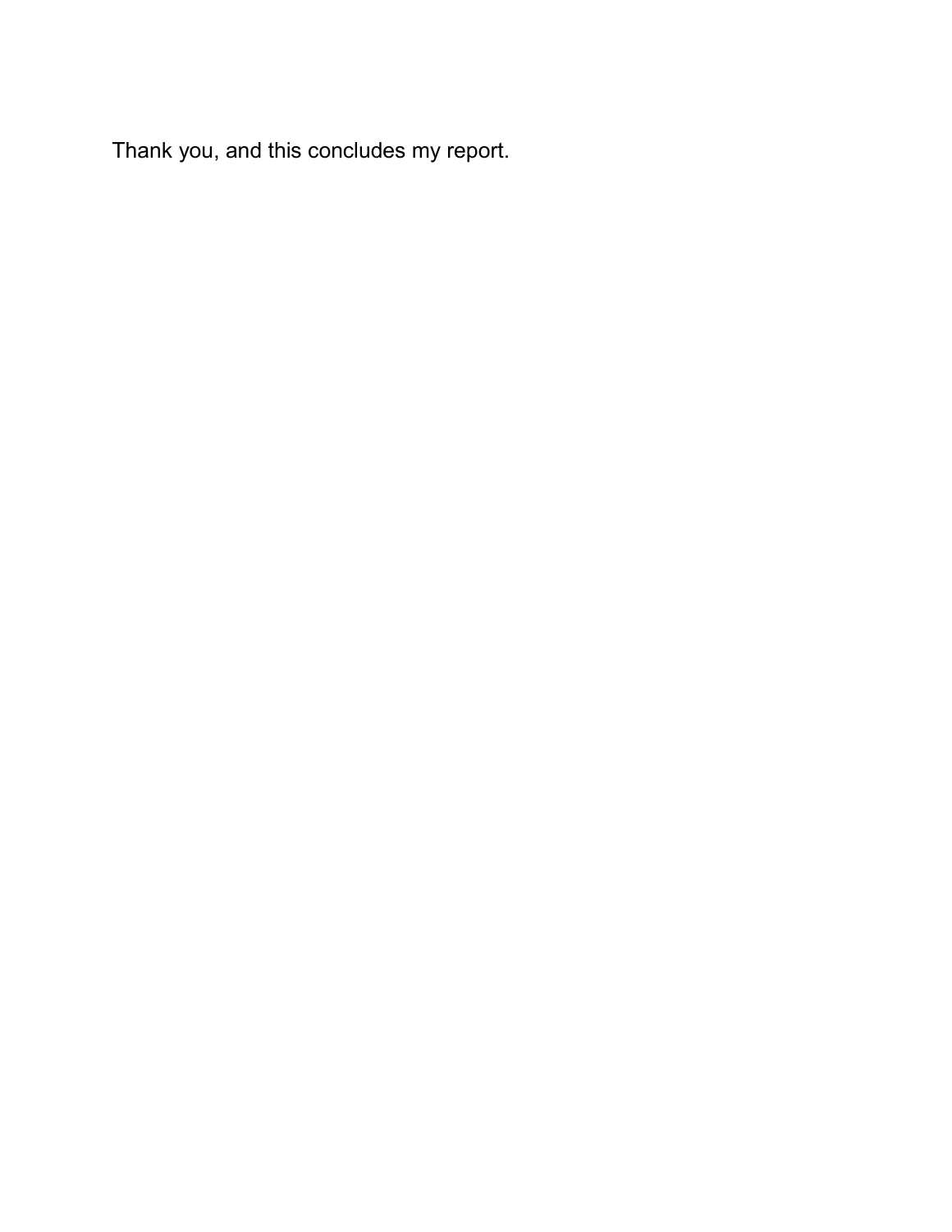Thank you, and this concludes my report.